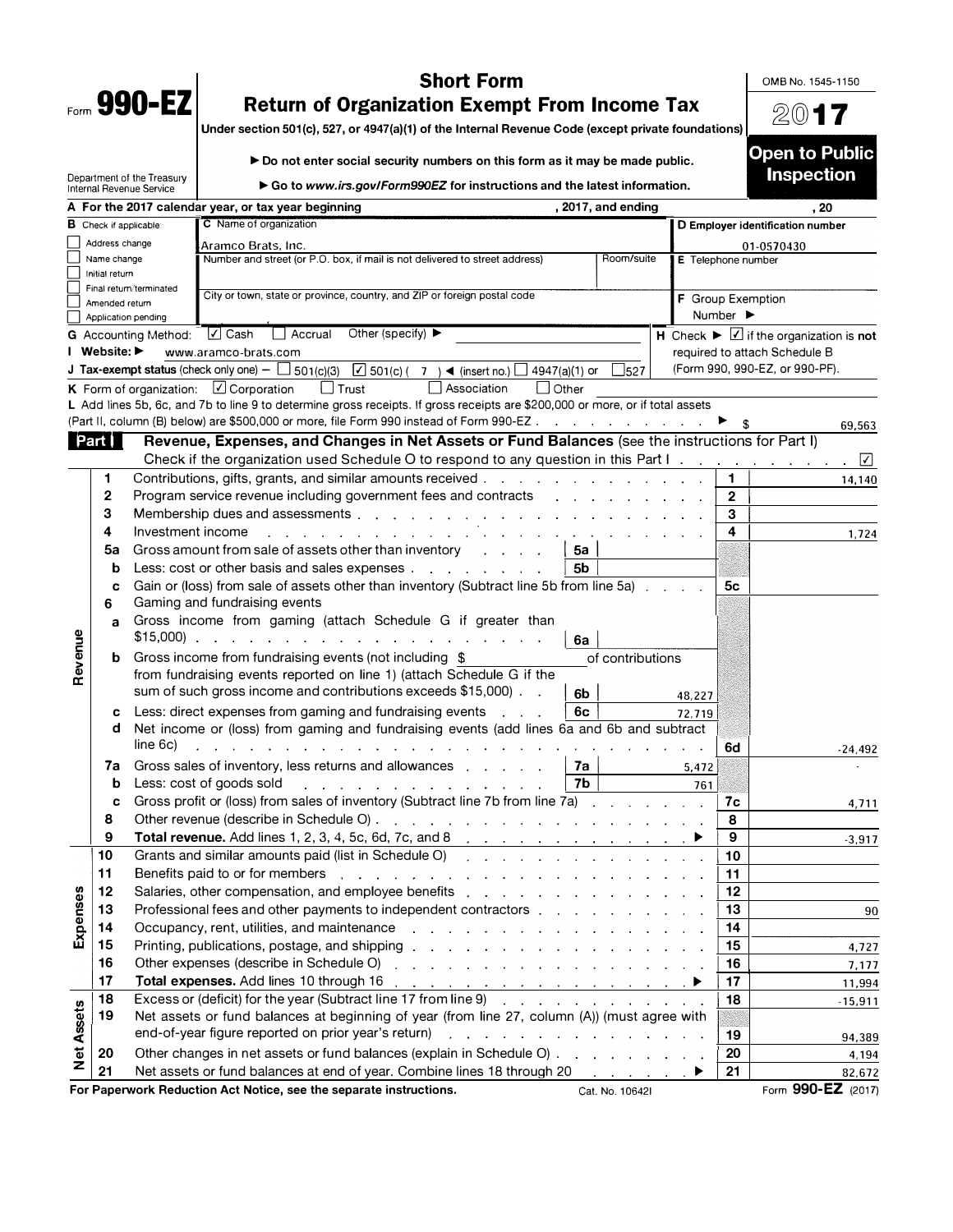Form **990-EZ**

# Short Form
## Return of Organization Exempt From Income Tax

Under section 501(c), 527, or 4947(a)(1) of the Internal Revenue Code (except private foundations)

▶ Do not enter social security numbers on this form as it may be made public.

▶ Go to *www.irs.gov/Form990EZ* for instructions and the latest information.

Department of the Treasury
Internal Revenue Service

OMB No. 1545-1150

**2017**

**Open to Public Inspection**

**A** For the 2017 calendar year, or tax year beginning , 2017, and ending , 20

**B** Check if applicable:
- ☐ Address change
- ☐ Name change
- ☐ Initial return
- ☐ Final return/terminated
- ☐ Amended return
- ☐ Application pending

**C** Name of organization: Aramco Brats, Inc.

Number and street (or P.O. box, if mail is not delivered to street address) | Room/suite

City or town, state or province, country, and ZIP or foreign postal code

**D** Employer identification number: 01-0570430

**E** Telephone number

**F** Group Exemption Number ▶

**G** Accounting Method: ☑ Cash ☐ Accrual Other (specify) ▶

**H** Check ▶ ☑ if the organization is **not** required to attach Schedule B (Form 990, 990-EZ, or 990-PF).

**I** Website: ▶ www.aramco-brats.com

**J** Tax-exempt status (check only one) – ☐ 501(c)(3) ☑ 501(c) ( 7 ) ◀ (insert no.) ☐ 4947(a)(1) or ☐ 527

**K** Form of organization: ☑ Corporation ☐ Trust ☐ Association ☐ Other

**L** Add lines 5b, 6c, and 7b to line 9 to determine gross receipts. If gross receipts are $200,000 or more, or if total assets (Part II, column (B) below) are $500,000 or more, file Form 990 instead of Form 990-EZ ▶ $ 69,563

## Part I — Revenue, Expenses, and Changes in Net Assets or Fund Balances (see the instructions for Part I)

Check if the organization used Schedule O to respond to any question in this Part I ☑

| Section | Line | Description | Sub-line | Sub-amount | Line | Amount |
|---|---|---|---|---|---|---|
| Revenue | 1 | Contributions, gifts, grants, and similar amounts received | | | 1 | 14,140 |
| | 2 | Program service revenue including government fees and contracts | | | 2 | |
| | 3 | Membership dues and assessments | | | 3 | |
| | 4 | Investment income | | | 4 | 1,724 |
| | 5a | Gross amount from sale of assets other than inventory | 5a | | | |
| | b | Less: cost or other basis and sales expenses | 5b | | | |
| | c | Gain or (loss) from sale of assets other than inventory (Subtract line 5b from line 5a) | | | 5c | |
| | 6 | Gaming and fundraising events | | | | |
| | a | Gross income from gaming (attach Schedule G if greater than $15,000) | 6a | | | |
| | b | Gross income from fundraising events (not including $ of contributions from fundraising events reported on line 1) (attach Schedule G if the sum of such gross income and contributions exceeds $15,000) | 6b | 48,227 | | |
| | c | Less: direct expenses from gaming and fundraising events | 6c | 72,719 | | |
| | d | Net income or (loss) from gaming and fundraising events (add lines 6a and 6b and subtract line 6c) | | | 6d | -24,492 |
| | 7a | Gross sales of inventory, less returns and allowances | 7a | 5,472 | | |
| | b | Less: cost of goods sold | 7b | 761 | | |
| | c | Gross profit or (loss) from sales of inventory (Subtract line 7b from line 7a) | | | 7c | 4,711 |
| | 8 | Other revenue (describe in Schedule O) | | | 8 | |
| | 9 | **Total revenue.** Add lines 1, 2, 3, 4, 5c, 6d, 7c, and 8 ▶ | | | 9 | -3,917 |
| Expenses | 10 | Grants and similar amounts paid (list in Schedule O) | | | 10 | |
| | 11 | Benefits paid to or for members | | | 11 | |
| | 12 | Salaries, other compensation, and employee benefits | | | 12 | |
| | 13 | Professional fees and other payments to independent contractors | | | 13 | 90 |
| | 14 | Occupancy, rent, utilities, and maintenance | | | 14 | |
| | 15 | Printing, publications, postage, and shipping | | | 15 | 4,727 |
| | 16 | Other expenses (describe in Schedule O) | | | 16 | 7,177 |
| | 17 | **Total expenses.** Add lines 10 through 16 ▶ | | | 17 | 11,994 |
| Net Assets | 18 | Excess or (deficit) for the year (Subtract line 17 from line 9) | | | 18 | -15,911 |
| | 19 | Net assets or fund balances at beginning of year (from line 27, column (A)) (must agree with end-of-year figure reported on prior year's return) | | | 19 | 94,389 |
| | 20 | Other changes in net assets or fund balances (explain in Schedule O) | | | 20 | 4,194 |
| | 21 | Net assets or fund balances at end of year. Combine lines 18 through 20 ▶ | | | 21 | 82,672 |

For Paperwork Reduction Act Notice, see the separate instructions. Cat. No. 10642I Form **990-EZ** (2017)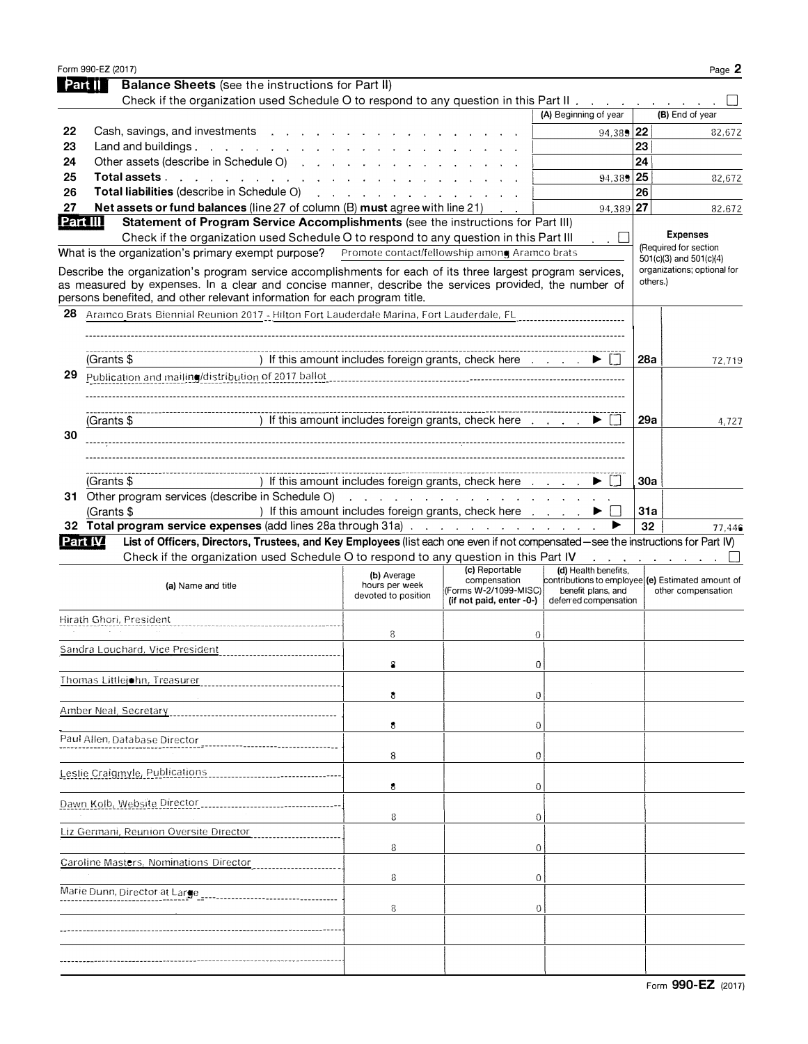Form 990-EZ (2017)

## Part II Balance Sheets (see the instructions for Part II)

Check if the organization used Schedule O to respond to any question in this Part II . . . . . . . . . . ☐

| | | (A) Beginning of year | | (B) End of year |
|---|---|---|---|---|
| 22 | Cash, savings, and investments | 94,389 | 22 | 82,672 |
| 23 | Land and buildings | | 23 | |
| 24 | Other assets (describe in Schedule O) | | 24 | |
| 25 | **Total assets** | 94,389 | 25 | 82,672 |
| 26 | **Total liabilities** (describe in Schedule O) | | 26 | |
| 27 | **Net assets or fund balances** (line 27 of column (B) **must** agree with line 21) | 94,389 | 27 | 82,672 |

## Part III Statement of Program Service Accomplishments (see the instructions for Part III)

Check if the organization used Schedule O to respond to any question in this Part III . . ☐

What is the organization's primary exempt purpose? Promote contact/fellowship among Aramco brats

Describe the organization's program service accomplishments for each of its three largest program services, as measured by expenses. In a clear and concise manner, describe the services provided, the number of persons benefited, and other relevant information for each program title.

**Expenses** (Required for section 501(c)(3) and 501(c)(4) organizations; optional for others.)

| | | | Expenses |
|---|---|---|---|
| 28 | Aramco Brats Biennial Reunion 2017 - Hilton Fort Lauderdale Marina, Fort Lauderdale, FL<br>(Grants $ ) If this amount includes foreign grants, check here . . . . ▶ ☐ | 28a | 72,719 |
| 29 | Publication and mailing/distribution of 2017 ballot<br>(Grants $ ) If this amount includes foreign grants, check here . . . . ▶ ☐ | 29a | 4,727 |
| 30 | (Grants $ ) If this amount includes foreign grants, check here . . . . ▶ ☐ | 30a | |
| 31 | Other program services (describe in Schedule O)<br>(Grants $ ) If this amount includes foreign grants, check here . . . . ▶ ☐ | 31a | |
| 32 | **Total program service expenses** (add lines 28a through 31a) . . . . ▶ | 32 | 77,446 |

## Part IV List of Officers, Directors, Trustees, and Key Employees (list each one even if not compensated—see the instructions for Part IV)

Check if the organization used Schedule O to respond to any question in this Part IV . . . . . . . . . ☐

| (a) Name and title | (b) Average hours per week devoted to position | (c) Reportable compensation (Forms W-2/1099-MISC) (if not paid, enter -0-) | (d) Health benefits, contributions to employee benefit plans, and deferred compensation | (e) Estimated amount of other compensation |
|---|---|---|---|---|
| Hirath Ghori, President | 8 | 0 | | |
| Sandra Louchard, Vice President | 8 | 0 | | |
| Thomas Littlejohn, Treasurer | 8 | 0 | | |
| Amber Neal, Secretary | 8 | 0 | | |
| Paul Allen, Database Director | 8 | 0 | | |
| Leslie Craigmyle, Publications | 8 | 0 | | |
| Dawn Kolb, Website Director | 8 | 0 | | |
| Liz Germani, Reunion Oversite Director | 8 | 0 | | |
| Caroline Masters, Nominations Director | 8 | 0 | | |
| Marie Dunn, Director at Large | 8 | 0 | | |
| | | | | |
| | | | | |

Form **990-EZ** (2017)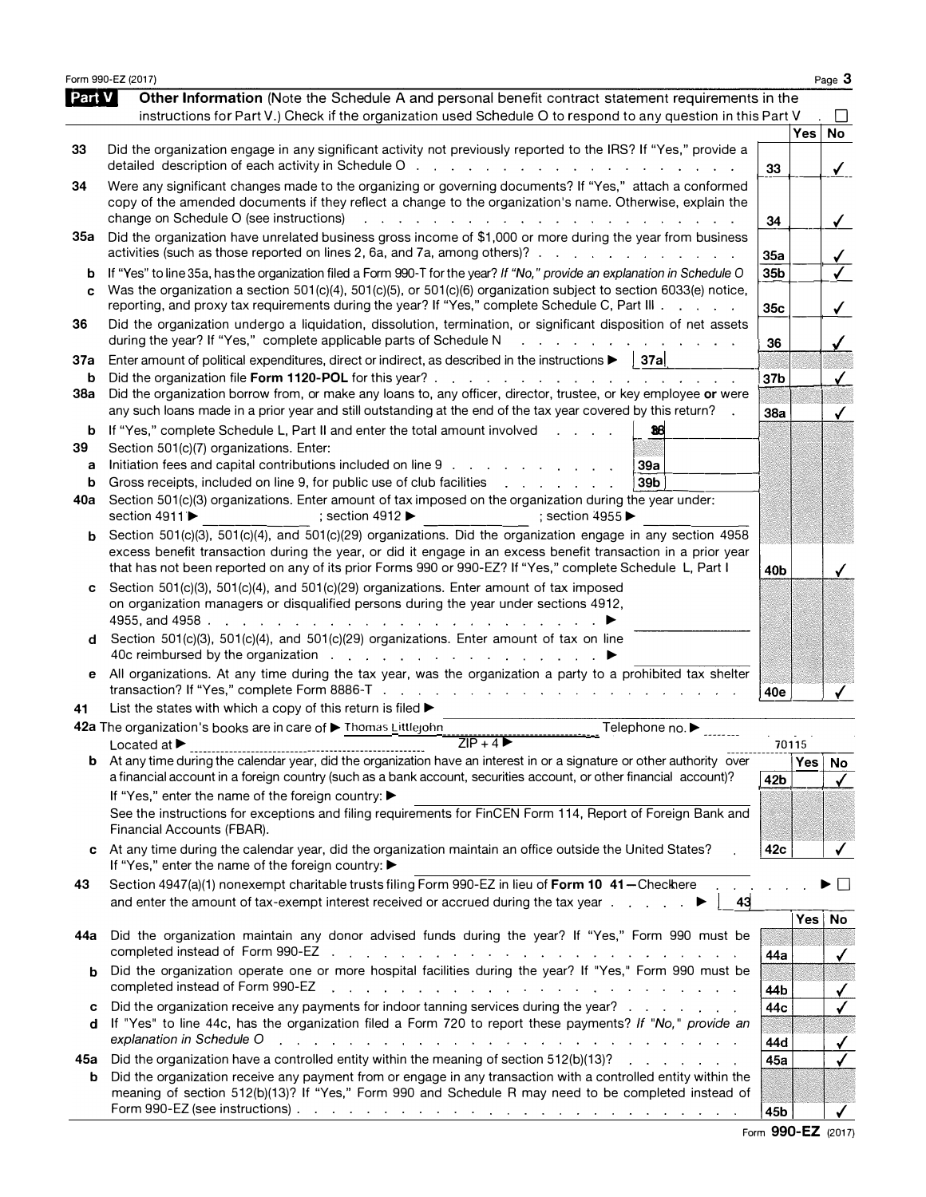Form 990-EZ (2017)

## Part V Other Information

(Note the Schedule A and personal benefit contract statement requirements in the instructions for Part V.) Check if the organization used Schedule O to respond to any question in this Part V . ☐

| | | | Yes | No |
|---|---|---|---|---|
| 33 | Did the organization engage in any significant activity not previously reported to the IRS? If "Yes," provide a detailed description of each activity in Schedule O | 33 | | ✓ |
| 34 | Were any significant changes made to the organizing or governing documents? If "Yes," attach a conformed copy of the amended documents if they reflect a change to the organization's name. Otherwise, explain the change on Schedule O (see instructions) | 34 | | ✓ |
| 35a | Did the organization have unrelated business gross income of $1,000 or more during the year from business activities (such as those reported on lines 2, 6a, and 7a, among others)? | 35a | | ✓ |
| b | If "Yes" to line 35a, has the organization filed a Form 990-T for the year? *If "No," provide an explanation in Schedule O* | 35b | | ✓ |
| c | Was the organization a section 501(c)(4), 501(c)(5), or 501(c)(6) organization subject to section 6033(e) notice, reporting, and proxy tax requirements during the year? If "Yes," complete Schedule C, Part III | 35c | | ✓ |
| 36 | Did the organization undergo a liquidation, dissolution, termination, or significant disposition of net assets during the year? If "Yes," complete applicable parts of Schedule N | 36 | | ✓ |
| 37a | Enter amount of political expenditures, direct or indirect, as described in the instructions ▶ 37a | | | |
| b | Did the organization file **Form 1120-POL** for this year? | 37b | | ✓ |
| 38a | Did the organization borrow from, or make any loans to, any officer, director, trustee, or key employee **or** were any such loans made in a prior year and still outstanding at the end of the tax year covered by this return? | 38a | | ✓ |
| b | If "Yes," complete Schedule L, Part II and enter the total amount involved 38b | | | |
| 39 | Section 501(c)(7) organizations. Enter: | | | |
| a | Initiation fees and capital contributions included on line 9 39a | | | |
| b | Gross receipts, included on line 9, for public use of club facilities 39b | | | |
| 40a | Section 501(c)(3) organizations. Enter amount of tax imposed on the organization during the year under: section 4911 ▶ ; section 4912 ▶ ; section 4955 ▶ | | | |
| b | Section 501(c)(3), 501(c)(4), and 501(c)(29) organizations. Did the organization engage in any section 4958 excess benefit transaction during the year, or did it engage in an excess benefit transaction in a prior year that has not been reported on any of its prior Forms 990 or 990-EZ? If "Yes," complete Schedule L, Part I | 40b | | ✓ |
| c | Section 501(c)(3), 501(c)(4), and 501(c)(29) organizations. Enter amount of tax imposed on organization managers or disqualified persons during the year under sections 4912, 4955, and 4958 ▶ | | | |
| d | Section 501(c)(3), 501(c)(4), and 501(c)(29) organizations. Enter amount of tax on line 40c reimbursed by the organization ▶ | | | |
| e | All organizations. At any time during the tax year, was the organization a party to a prohibited tax shelter transaction? If "Yes," complete Form 8886-T | 40e | | ✓ |

41 List the states with which a copy of this return is filed ▶

42a The organization's books are in care of ▶ Thomas Littlejohn Telephone no. ▶
Located at ▶ ZIP + 4 ▶ 70115

| | | | Yes | No |
|---|---|---|---|---|
| b | At any time during the calendar year, did the organization have an interest in or a signature or other authority over a financial account in a foreign country (such as a bank account, securities account, or other financial account)? If "Yes," enter the name of the foreign country: ▶ See the instructions for exceptions and filing requirements for FinCEN Form 114, Report of Foreign Bank and Financial Accounts (FBAR). | 42b | | ✓ |
| c | At any time during the calendar year, did the organization maintain an office outside the United States? If "Yes," enter the name of the foreign country: ▶ | 42c | | ✓ |

43 Section 4947(a)(1) nonexempt charitable trusts filing Form 990-EZ in lieu of **Form 1041—Check here** ▶ ☐
and enter the amount of tax-exempt interest received or accrued during the tax year ▶ 43

| | | | Yes | No |
|---|---|---|---|---|
| 44a | Did the organization maintain any donor advised funds during the year? If "Yes," Form 990 must be completed instead of Form 990-EZ | 44a | | ✓ |
| b | Did the organization operate one or more hospital facilities during the year? If "Yes," Form 990 must be completed instead of Form 990-EZ | 44b | | ✓ |
| c | Did the organization receive any payments for indoor tanning services during the year? | 44c | | ✓ |
| d | If "Yes" to line 44c, has the organization filed a Form 720 to report these payments? *If "No," provide an explanation in Schedule O* | 44d | | ✓ |
| 45a | Did the organization have a controlled entity within the meaning of section 512(b)(13)? | 45a | | ✓ |
| b | Did the organization receive any payment from or engage in any transaction with a controlled entity within the meaning of section 512(b)(13)? If "Yes," Form 990 and Schedule R may need to be completed instead of Form 990-EZ (see instructions) | 45b | | ✓ |

Form **990-EZ** (2017)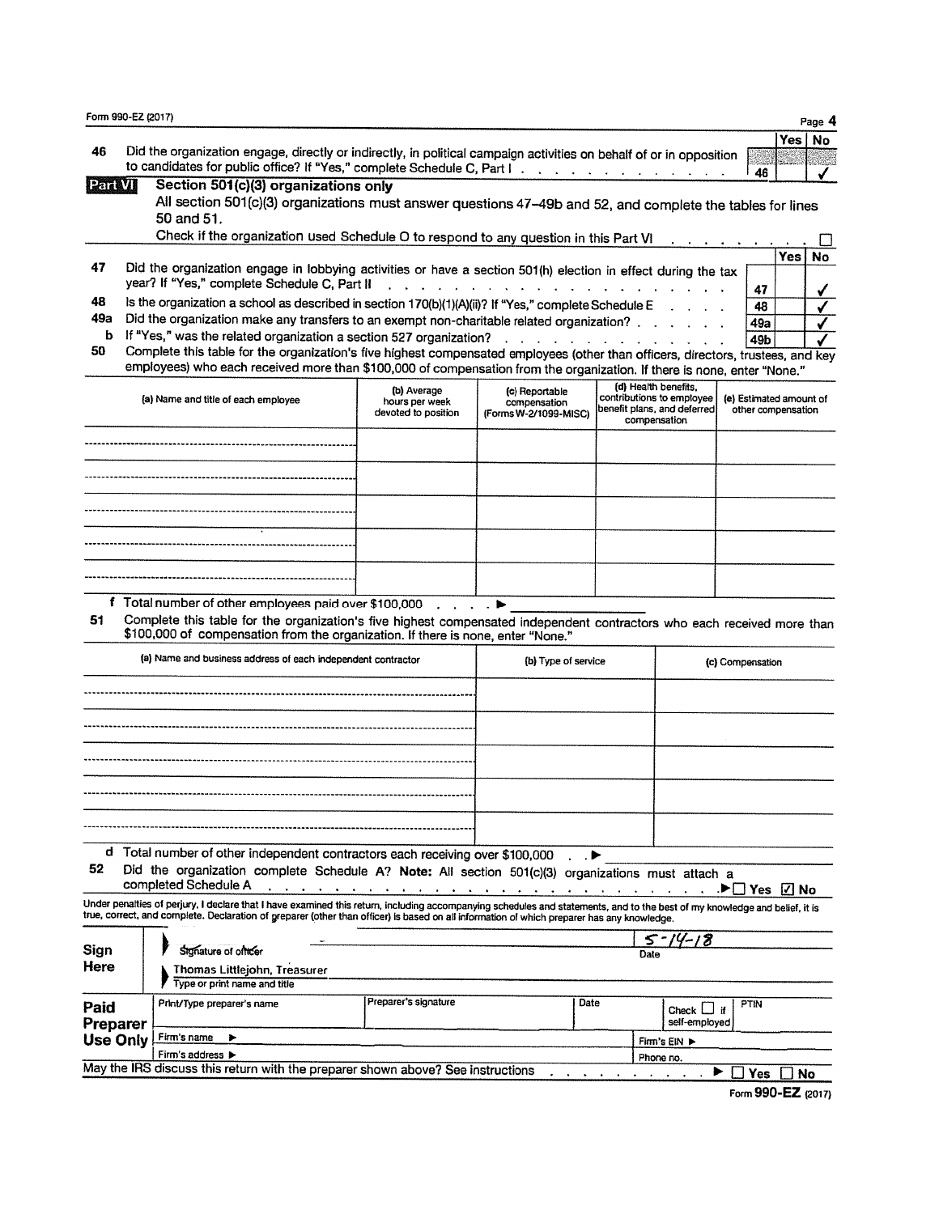Form 990-EZ (2017)

| | | | Yes | No |
|---|---|---|---|---|
| 46 | Did the organization engage, directly or indirectly, in political campaign activities on behalf of or in opposition to candidates for public office? If "Yes," complete Schedule C, Part I | 46 | | ✓ |

## Part VI Section 501(c)(3) organizations only

All section 501(c)(3) organizations must answer questions 47–49b and 52, and complete the tables for lines 50 and 51.

Check if the organization used Schedule O to respond to any question in this Part VI ☐

| | | | Yes | No |
|---|---|---|---|---|
| 47 | Did the organization engage in lobbying activities or have a section 501(h) election in effect during the tax year? If "Yes," complete Schedule C, Part II | 47 | | ✓ |
| 48 | Is the organization a school as described in section 170(b)(1)(A)(ii)? If "Yes," complete Schedule E | 48 | | ✓ |
| 49a | Did the organization make any transfers to an exempt non-charitable related organization? | 49a | | ✓ |
| b | If "Yes," was the related organization a section 527 organization? | 49b | | ✓ |

**50** Complete this table for the organization's five highest compensated employees (other than officers, directors, trustees, and key employees) who each received more than $100,000 of compensation from the organization. If there is none, enter "None."

| (a) Name and title of each employee | (b) Average hours per week devoted to position | (c) Reportable compensation (Forms W-2/1099-MISC) | (d) Health benefits, contributions to employee benefit plans, and deferred compensation | (e) Estimated amount of other compensation |
|---|---|---|---|---|
| | | | | |
| | | | | |
| | | | | |
| | | | | |
| | | | | |

**f** Total number of other employees paid over $100,000 ▶

**51** Complete this table for the organization's five highest compensated independent contractors who each received more than $100,000 of compensation from the organization. If there is none, enter "None."

| (a) Name and business address of each independent contractor | (b) Type of service | (c) Compensation |
|---|---|---|
| | | |
| | | |
| | | |
| | | |
| | | |

**d** Total number of other independent contractors each receiving over $100,000 ▶

**52** Did the organization complete Schedule A? **Note:** All section 501(c)(3) organizations must attach a completed Schedule A ▶ ☐ Yes ☑ No

Under penalties of perjury, I declare that I have examined this return, including accompanying schedules and statements, and to the best of my knowledge and belief, it is true, correct, and complete. Declaration of preparer (other than officer) is based on all information of which preparer has any knowledge.

| | | |
|---|---|---|
| **Sign Here** | Signature of officer | Date: 5-14-18 |
| | Thomas Littlejohn, Treasurer<br>Type or print name and title | |

| **Paid Preparer Use Only** | Print/Type preparer's name | Preparer's signature | Date | Check ☐ if self-employed | PTIN |
|---|---|---|---|---|---|
| | Firm's name ▶ | | | Firm's EIN ▶ | |
| | Firm's address ▶ | | | Phone no. | |

May the IRS discuss this return with the preparer shown above? See instructions ▶ ☐ Yes ☐ No

Form **990-EZ** (2017)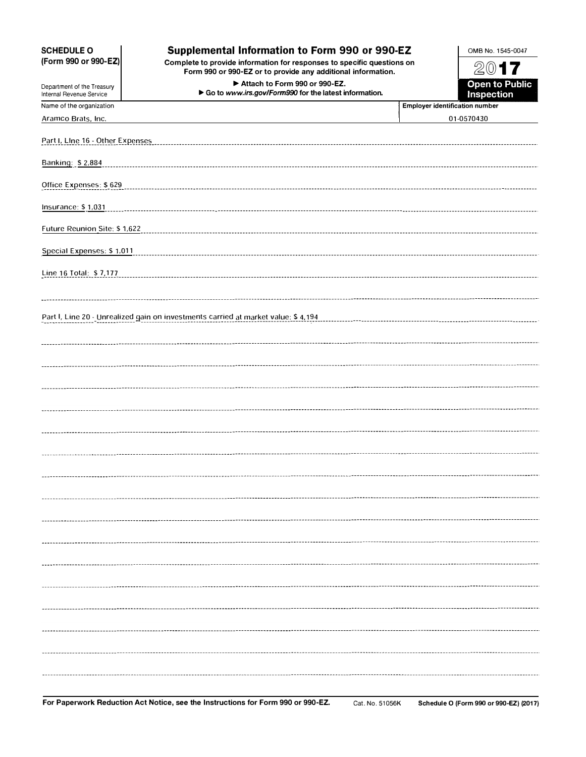**SCHEDULE O (Form 990 or 990-EZ)**

Department of the Treasury
Internal Revenue Service

# Supplemental Information to Form 990 or 990-EZ

**Complete to provide information for responses to specific questions on Form 990 or 990-EZ or to provide any additional information.**

▶ Attach to Form 990 or 990-EZ.

▶ Go to *www.irs.gov/Form990* for the latest information.

OMB No. 1545-0047

**2017**

**Open to Public Inspection**

| Name of the organization | Employer identification number |
|---|---|
| Aramco Brats, Inc. | 01-0570430 |

Part I, LIne 16 - Other Expenses

Banking: $ 2,884

Office Expenses: $ 629

Insurance: $ 1,031

Future Reunion Site: $ 1,622

Special Expenses: $ 1,011

Line 16 Total: $ 7,177

Part I, Line 20 - Unrealized gain on investments carried at market value: $ 4,194

**For Paperwork Reduction Act Notice, see the Instructions for Form 990 or 990-EZ.** Cat. No. 51056K **Schedule O (Form 990 or 990-EZ) (2017)**